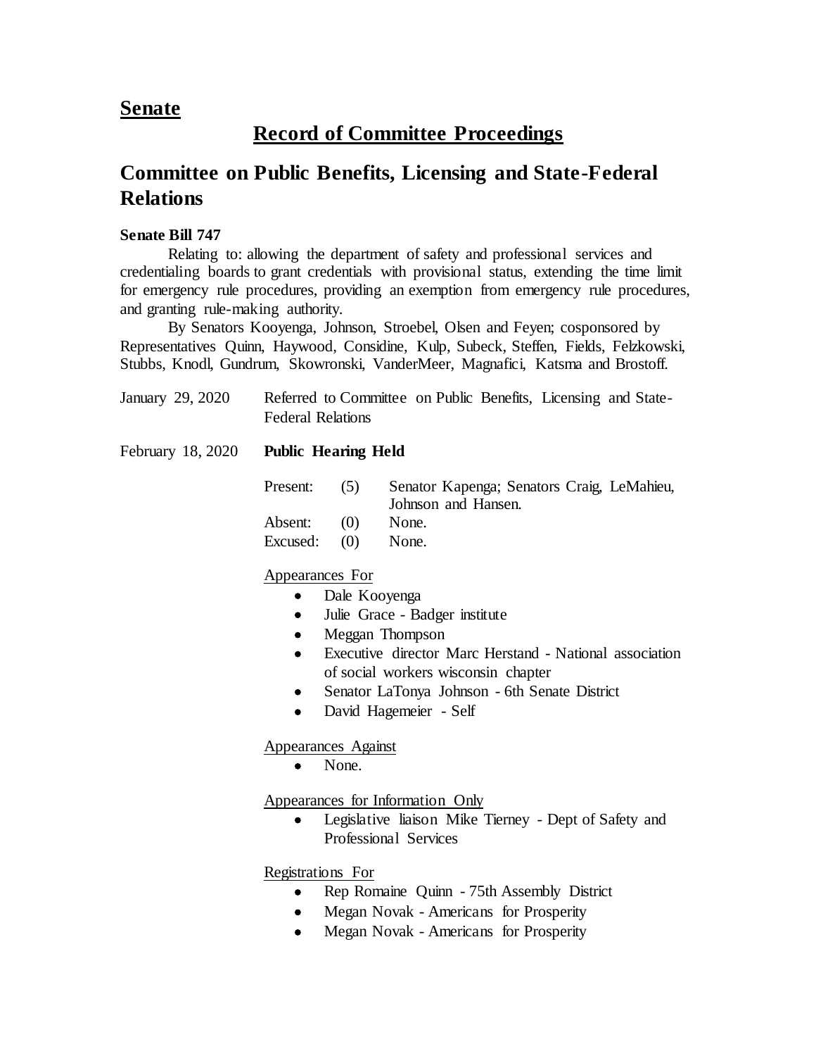## Senate

# Record of Committee Proceedings

## Committee on Public Benefits, Licensing and State-Federal Relations

**Senate Bill 747**

Relating to: allowing the department of safety and professional services and credentialing boards to grant credentials with provisional status, extending the time limit for emergency rule procedures, providing an exemption from emergency rule procedures, and granting rule-making authority.

By Senators Kooyenga, Johnson, Stroebel, Olsen and Feyen; cosponsored by Representatives Quinn, Haywood, Considine, Kulp, Subeck, Steffen, Fields, Felzkowski, Stubbs, Knodl, Gundrum, Skowronski, VanderMeer, Magnafici, Katsma and Brostoff.

January 29, 2020 — Referred to Committee on Public Benefits, Licensing and State-Federal Relations

February 18, 2020 — **Public Hearing Held**

| | | |
|---|---|---|
| Present: | (5) | Senator Kapenga; Senators Craig, LeMahieu, Johnson and Hansen. |
| Absent: | (0) | None. |
| Excused: | (0) | None. |

Appearances For

- Dale Kooyenga
- Julie Grace - Badger institute
- Meggan Thompson
- Executive director Marc Herstand - National association of social workers wisconsin chapter
- Senator LaTonya Johnson - 6th Senate District
- David Hagemeier - Self

Appearances Against

- None.

Appearances for Information Only

- Legislative liaison Mike Tierney - Dept of Safety and Professional Services

Registrations For

- Rep Romaine Quinn - 75th Assembly District
- Megan Novak - Americans for Prosperity
- Megan Novak - Americans for Prosperity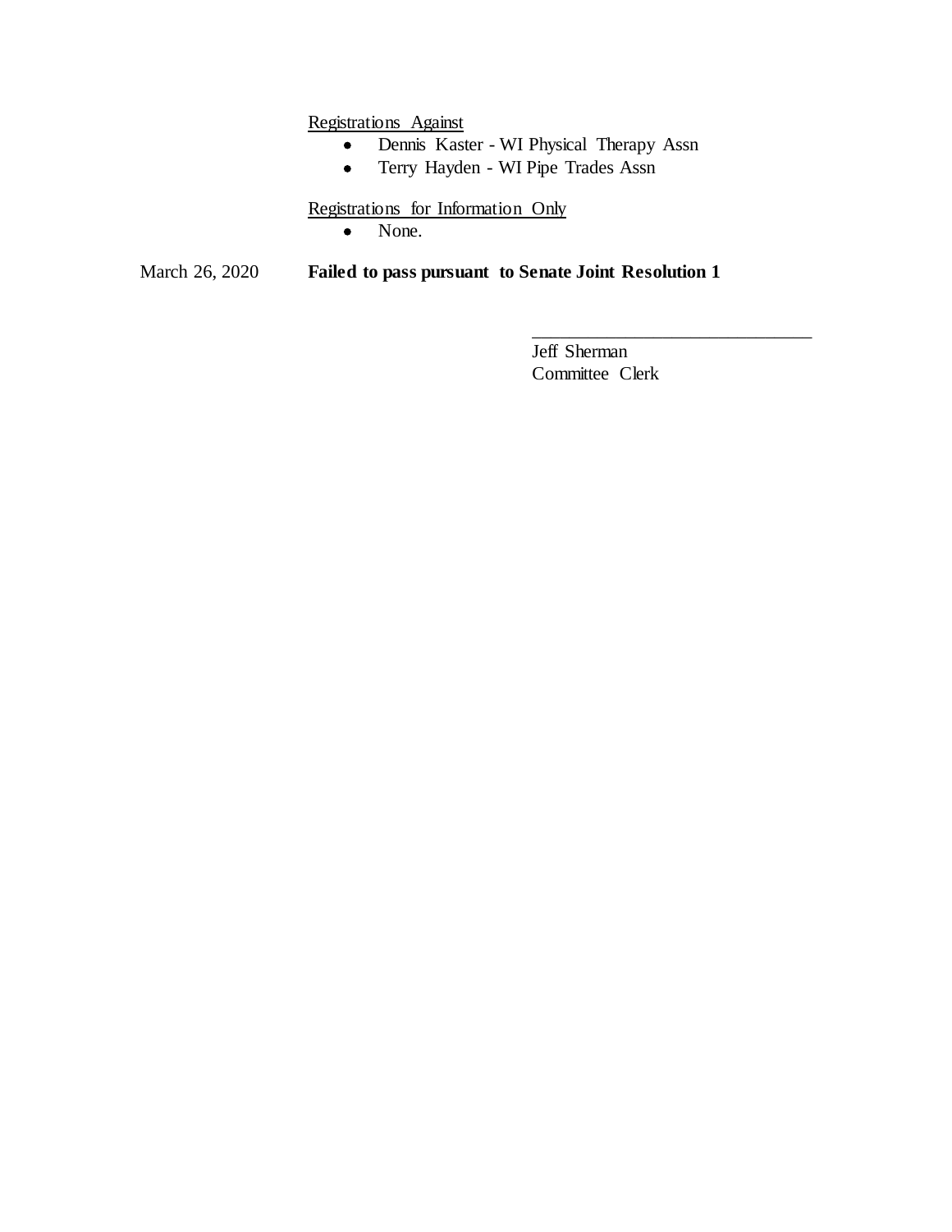Registrations Against

- Dennis Kaster - WI Physical Therapy Assn
- Terry Hayden - WI Pipe Trades Assn

Registrations for Information Only

- None.

March 26, 2020 **Failed to pass pursuant to Senate Joint Resolution 1**

______________________________

Jeff Sherman
Committee Clerk